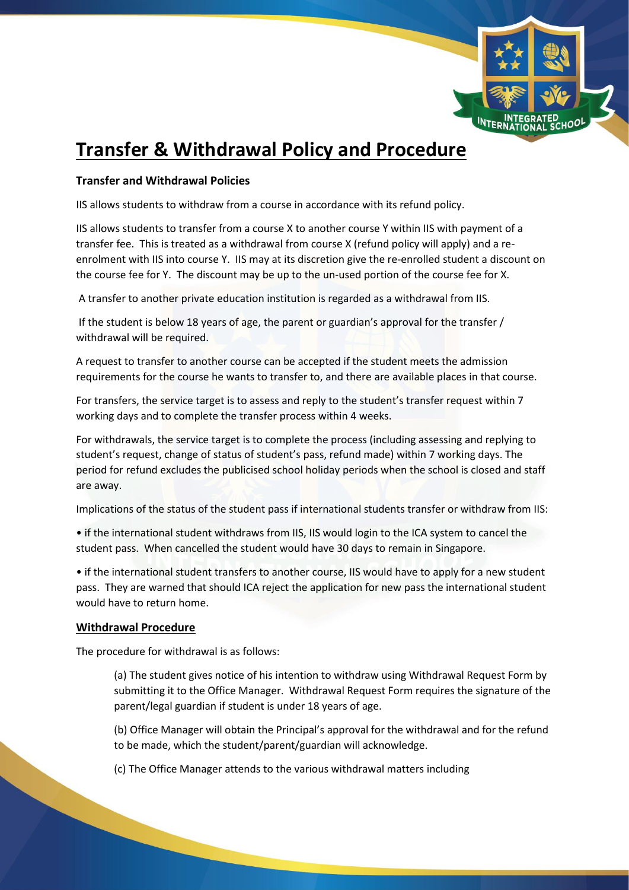# Transfer & Withdrawal Policy and Procedure

**Transfer and Withdrawal Policies**

IIS allows students to withdraw from a course in accordance with its refund policy.

IIS allows students to transfer from a course X to another course Y within IIS with payment of a transfer fee. This is treated as a withdrawal from course X (refund policy will apply) and a re-enrolment with IIS into course Y. IIS may at its discretion give the re-enrolled student a discount on the course fee for Y. The discount may be up to the un-used portion of the course fee for X.

A transfer to another private education institution is regarded as a withdrawal from IIS.

If the student is below 18 years of age, the parent or guardian's approval for the transfer / withdrawal will be required.

A request to transfer to another course can be accepted if the student meets the admission requirements for the course he wants to transfer to, and there are available places in that course.

For transfers, the service target is to assess and reply to the student's transfer request within 7 working days and to complete the transfer process within 4 weeks.

For withdrawals, the service target is to complete the process (including assessing and replying to student's request, change of status of student's pass, refund made) within 7 working days. The period for refund excludes the publicised school holiday periods when the school is closed and staff are away.

Implications of the status of the student pass if international students transfer or withdraw from IIS:

- if the international student withdraws from IIS, IIS would login to the ICA system to cancel the student pass. When cancelled the student would have 30 days to remain in Singapore.
- if the international student transfers to another course, IIS would have to apply for a new student pass. They are warned that should ICA reject the application for new pass the international student would have to return home.

## Withdrawal Procedure

The procedure for withdrawal is as follows:

(a) The student gives notice of his intention to withdraw using Withdrawal Request Form by submitting it to the Office Manager. Withdrawal Request Form requires the signature of the parent/legal guardian if student is under 18 years of age.

(b) Office Manager will obtain the Principal's approval for the withdrawal and for the refund to be made, which the student/parent/guardian will acknowledge.

(c) The Office Manager attends to the various withdrawal matters including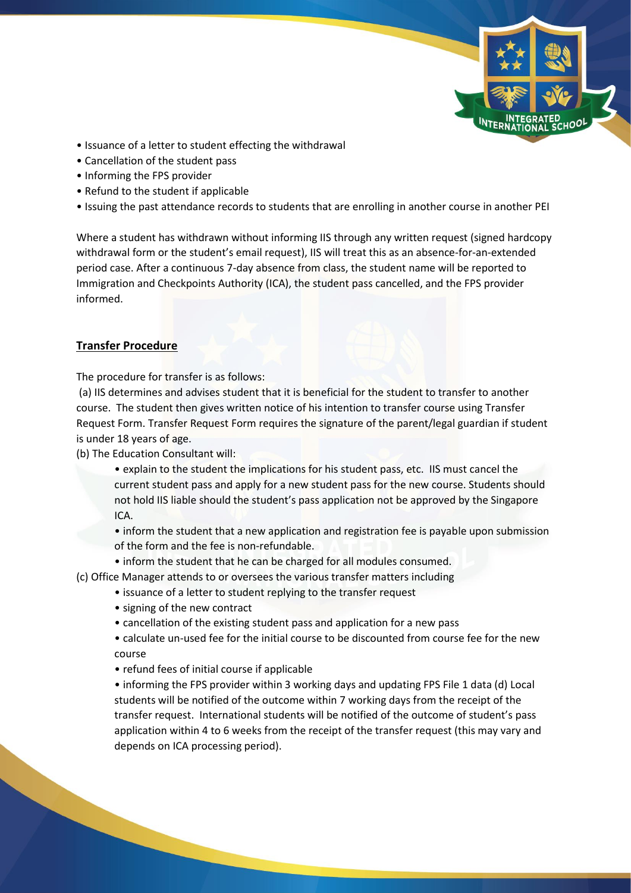- Issuance of a letter to student effecting the withdrawal
- Cancellation of the student pass
- Informing the FPS provider
- Refund to the student if applicable
- Issuing the past attendance records to students that are enrolling in another course in another PEI

Where a student has withdrawn without informing IIS through any written request (signed hardcopy withdrawal form or the student's email request), IIS will treat this as an absence-for-an-extended period case. After a continuous 7-day absence from class, the student name will be reported to Immigration and Checkpoints Authority (ICA), the student pass cancelled, and the FPS provider informed.

## **Transfer Procedure**

The procedure for transfer is as follows:

(a) IIS determines and advises student that it is beneficial for the student to transfer to another course. The student then gives written notice of his intention to transfer course using Transfer Request Form. Transfer Request Form requires the signature of the parent/legal guardian if student is under 18 years of age.

(b) The Education Consultant will:

- explain to the student the implications for his student pass, etc. IIS must cancel the current student pass and apply for a new student pass for the new course. Students should not hold IIS liable should the student's pass application not be approved by the Singapore ICA.
- inform the student that a new application and registration fee is payable upon submission of the form and the fee is non-refundable.
- inform the student that he can be charged for all modules consumed.

(c) Office Manager attends to or oversees the various transfer matters including

- issuance of a letter to student replying to the transfer request
- signing of the new contract
- cancellation of the existing student pass and application for a new pass
- calculate un-used fee for the initial course to be discounted from course fee for the new course
- refund fees of initial course if applicable
- informing the FPS provider within 3 working days and updating FPS File 1 data (d) Local students will be notified of the outcome within 7 working days from the receipt of the transfer request. International students will be notified of the outcome of student's pass application within 4 to 6 weeks from the receipt of the transfer request (this may vary and depends on ICA processing period).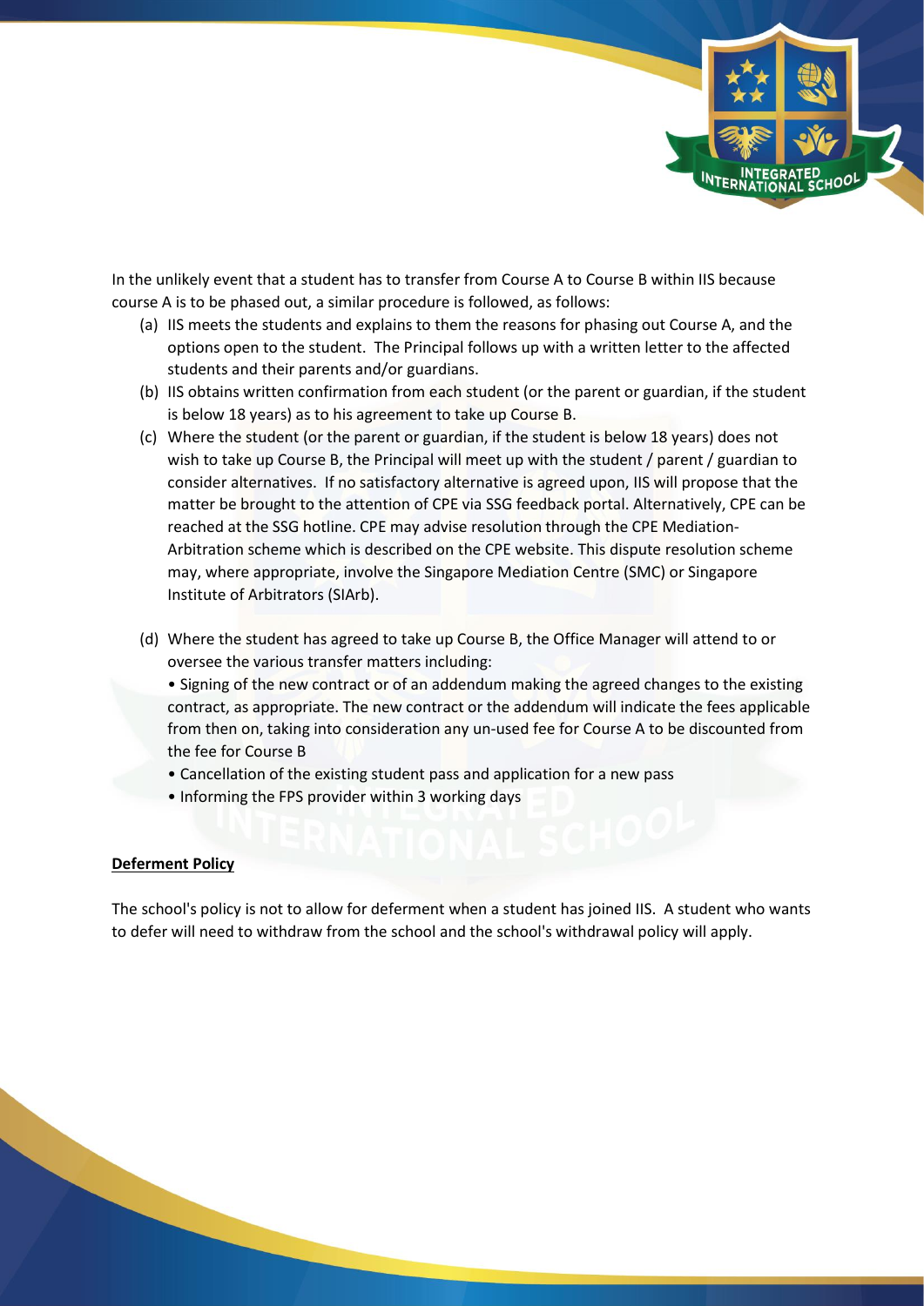In the unlikely event that a student has to transfer from Course A to Course B within IIS because course A is to be phased out, a similar procedure is followed, as follows:

(a) IIS meets the students and explains to them the reasons for phasing out Course A, and the options open to the student. The Principal follows up with a written letter to the affected students and their parents and/or guardians.

(b) IIS obtains written confirmation from each student (or the parent or guardian, if the student is below 18 years) as to his agreement to take up Course B.

(c) Where the student (or the parent or guardian, if the student is below 18 years) does not wish to take up Course B, the Principal will meet up with the student / parent / guardian to consider alternatives. If no satisfactory alternative is agreed upon, IIS will propose that the matter be brought to the attention of CPE via SSG feedback portal. Alternatively, CPE can be reached at the SSG hotline. CPE may advise resolution through the CPE Mediation-Arbitration scheme which is described on the CPE website. This dispute resolution scheme may, where appropriate, involve the Singapore Mediation Centre (SMC) or Singapore Institute of Arbitrators (SIArb).

(d) Where the student has agreed to take up Course B, the Office Manager will attend to or oversee the various transfer matters including:

- Signing of the new contract or of an addendum making the agreed changes to the existing contract, as appropriate. The new contract or the addendum will indicate the fees applicable from then on, taking into consideration any un-used fee for Course A to be discounted from the fee for Course B
- Cancellation of the existing student pass and application for a new pass
- Informing the FPS provider within 3 working days

**Deferment Policy**

The school's policy is not to allow for deferment when a student has joined IIS. A student who wants to defer will need to withdraw from the school and the school's withdrawal policy will apply.